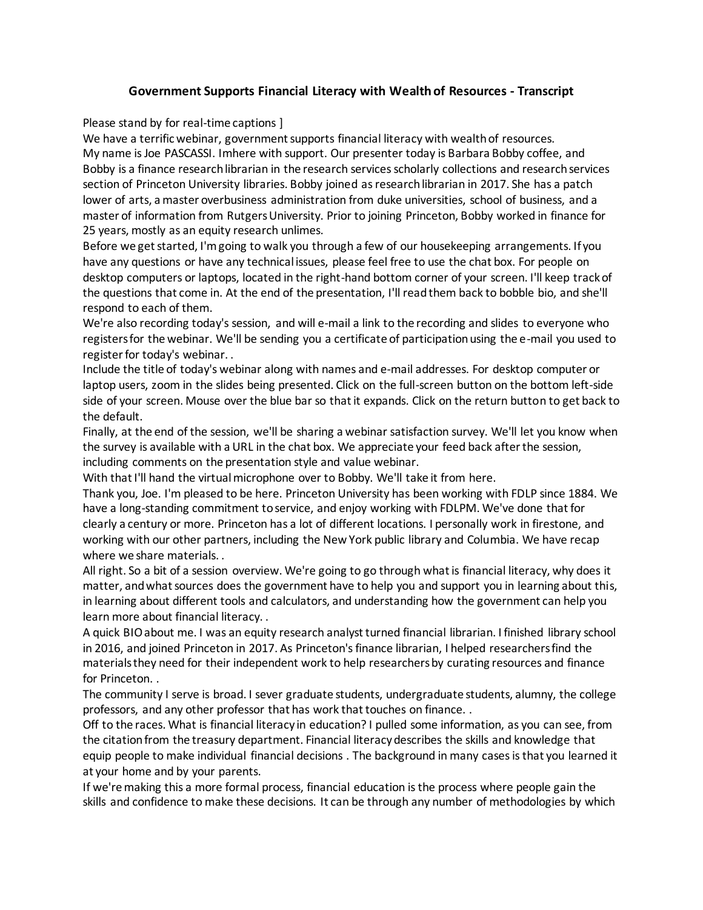**Government Supports Financial Literacy with Wealth of Resources - Transcript**

Please stand by for real-time captions ]

We have a terrific webinar, government supports financial literacy with wealth of resources.

My name is Joe PASCASSI. Imhere with support. Our presenter today is Barbara Bobby coffee, and Bobby is a finance research librarian in the research services scholarly collections and research services section of Princeton University libraries. Bobby joined as research librarian in 2017. She has a patch lower of arts, a master overbusiness administration from duke universities, school of business, and a master of information from Rutgers University. Prior to joining Princeton, Bobby worked in finance for 25 years, mostly as an equity research unlimes.

Before we get started, I'm going to walk you through a few of our housekeeping arrangements. If you have any questions or have any technical issues, please feel free to use the chat box. For people on desktop computers or laptops, located in the right-hand bottom corner of your screen. I'll keep track of the questions that come in. At the end of the presentation, I'll read them back to bobble bio, and she'll respond to each of them.

We're also recording today's session, and will e-mail a link to the recording and slides to everyone who registers for the webinar. We'll be sending you a certificate of participation using the e-mail you used to register for today's webinar. .

Include the title of today's webinar along with names and e-mail addresses. For desktop computer or laptop users, zoom in the slides being presented. Click on the full-screen button on the bottom left-side side of your screen. Mouse over the blue bar so that it expands. Click on the return button to get back to the default.

Finally, at the end of the session, we'll be sharing a webinar satisfaction survey. We'll let you know when the survey is available with a URL in the chat box. We appreciate your feed back after the session, including comments on the presentation style and value webinar.

With that I'll hand the virtual microphone over to Bobby. We'll take it from here.

Thank you, Joe. I'm pleased to be here. Princeton University has been working with FDLP since 1884. We have a long-standing commitment to service, and enjoy working with FDLPM. We've done that for clearly a century or more. Princeton has a lot of different locations. I personally work in firestone, and working with our other partners, including the New York public library and Columbia. We have recap where we share materials. .

All right. So a bit of a session overview. We're going to go through what is financial literacy, why does it matter, and what sources does the government have to help you and support you in learning about this, in learning about different tools and calculators, and understanding how the government can help you learn more about financial literacy. .

A quick BIO about me. I was an equity research analyst turned financial librarian. I finished library school in 2016, and joined Princeton in 2017. As Princeton's finance librarian, I helped researchers find the materials they need for their independent work to help researchers by curating resources and finance for Princeton. .

The community I serve is broad. I sever graduate students, undergraduate students, alumny, the college professors, and any other professor that has work that touches on finance. .

Off to the races. What is financial literacy in education? I pulled some information, as you can see, from the citation from the treasury department. Financial literacy describes the skills and knowledge that equip people to make individual financial decisions . The background in many cases is that you learned it at your home and by your parents.

If we're making this a more formal process, financial education is the process where people gain the skills and confidence to make these decisions. It can be through any number of methodologies by which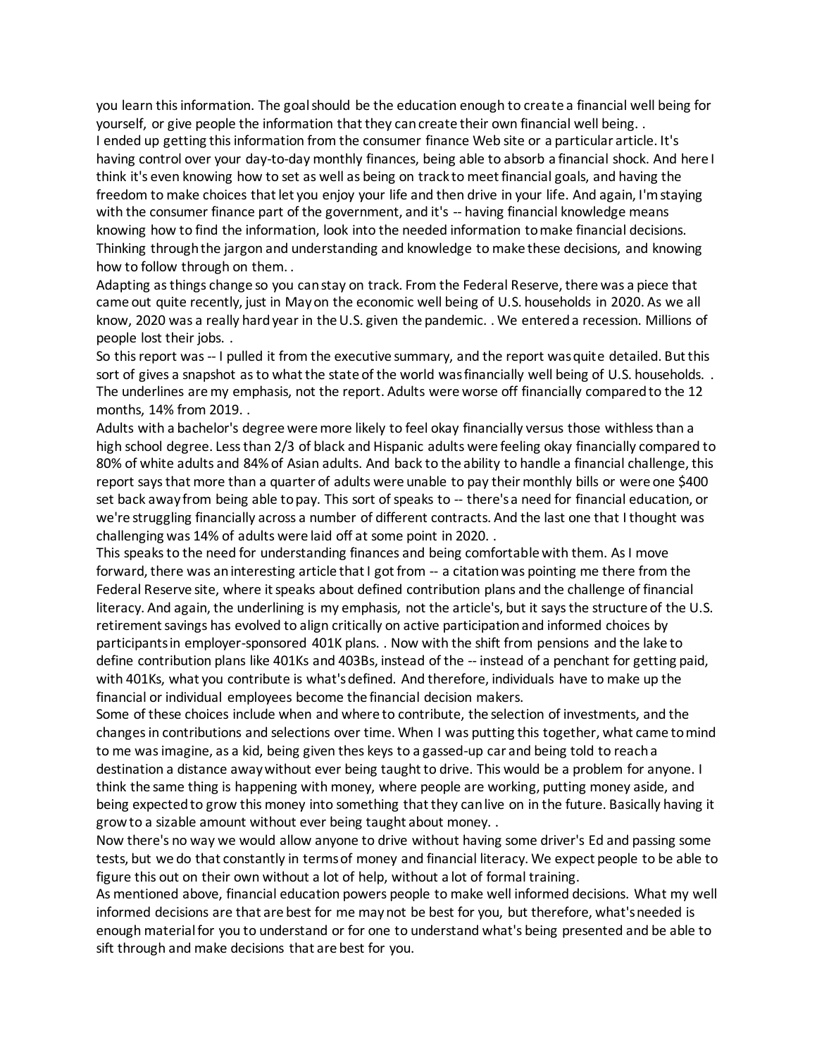you learn this information. The goal should be the education enough to create a financial well being for yourself, or give people the information that they can create their own financial well being. .

I ended up getting this information from the consumer finance Web site or a particular article. It's having control over your day-to-day monthly finances, being able to absorb a financial shock. And here I think it's even knowing how to set as well as being on track to meet financial goals, and having the freedom to make choices that let you enjoy your life and then drive in your life. And again, I'm staying with the consumer finance part of the government, and it's -- having financial knowledge means knowing how to find the information, look into the needed information to make financial decisions. Thinking through the jargon and understanding and knowledge to make these decisions, and knowing how to follow through on them. .

Adapting as things change so you can stay on track. From the Federal Reserve, there was a piece that came out quite recently, just in May on the economic well being of U.S. households in 2020. As we all know, 2020 was a really hard year in the U.S. given the pandemic. . We entered a recession. Millions of people lost their jobs. .

So this report was -- I pulled it from the executive summary, and the report was quite detailed. But this sort of gives a snapshot as to what the state of the world was financially well being of U.S. households. . The underlines are my emphasis, not the report. Adults were worse off financially compared to the 12 months, 14% from 2019. .

Adults with a bachelor's degree were more likely to feel okay financially versus those with less than a high school degree. Less than 2/3 of black and Hispanic adults were feeling okay financially compared to 80% of white adults and 84% of Asian adults. And back to the ability to handle a financial challenge, this report says that more than a quarter of adults were unable to pay their monthly bills or were one $400 set back away from being able to pay. This sort of speaks to -- there's a need for financial education, or we're struggling financially across a number of different contracts. And the last one that I thought was challenging was 14% of adults were laid off at some point in 2020. .

This speaks to the need for understanding finances and being comfortable with them. As I move forward, there was an interesting article that I got from -- a citation was pointing me there from the Federal Reserve site, where it speaks about defined contribution plans and the challenge of financial literacy. And again, the underlining is my emphasis, not the article's, but it says the structure of the U.S. retirement savings has evolved to align critically on active participation and informed choices by participants in employer-sponsored 401K plans. . Now with the shift from pensions and the lake to define contribution plans like 401Ks and 403Bs, instead of the -- instead of a penchant for getting paid, with 401Ks, what you contribute is what's defined. And therefore, individuals have to make up the financial or individual employees become the financial decision makers.

Some of these choices include when and where to contribute, the selection of investments, and the changes in contributions and selections over time. When I was putting this together, what came to mind to me was imagine, as a kid, being given thes keys to a gassed-up car and being told to reach a destination a distance away without ever being taught to drive. This would be a problem for anyone. I think the same thing is happening with money, where people are working, putting money aside, and being expected to grow this money into something that they can live on in the future. Basically having it grow to a sizable amount without ever being taught about money. .

Now there's no way we would allow anyone to drive without having some driver's Ed and passing some tests, but we do that constantly in terms of money and financial literacy. We expect people to be able to figure this out on their own without a lot of help, without a lot of formal training.

As mentioned above, financial education powers people to make well informed decisions. What my well informed decisions are that are best for me may not be best for you, but therefore, what's needed is enough material for you to understand or for one to understand what's being presented and be able to sift through and make decisions that are best for you.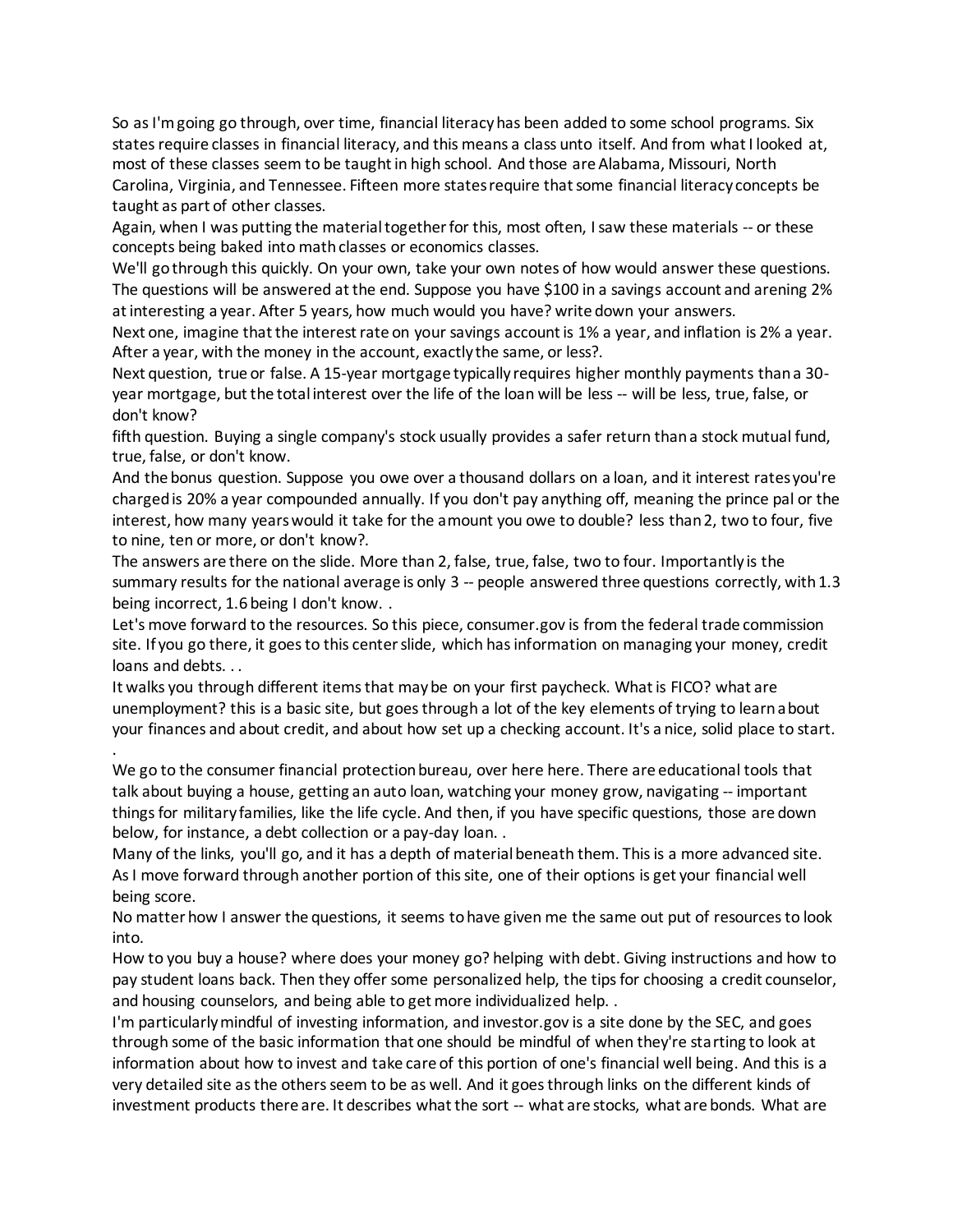So as I'm going go through, over time, financial literacy has been added to some school programs. Six states require classes in financial literacy, and this means a class unto itself. And from what I looked at, most of these classes seem to be taught in high school. And those are Alabama, Missouri, North Carolina, Virginia, and Tennessee. Fifteen more states require that some financial literacy concepts be taught as part of other classes.

Again, when I was putting the material together for this, most often, I saw these materials -- or these concepts being baked into math classes or economics classes.

We'll go through this quickly. On your own, take your own notes of how would answer these questions. The questions will be answered at the end. Suppose you have $100 in a savings account and arening 2% at interesting a year. After 5 years, how much would you have? write down your answers.

Next one, imagine that the interest rate on your savings account is 1% a year, and inflation is 2% a year. After a year, with the money in the account, exactly the same, or less?.

Next question, true or false. A 15-year mortgage typically requires higher monthly payments than a 30-year mortgage, but the total interest over the life of the loan will be less -- will be less, true, false, or don't know?

fifth question. Buying a single company's stock usually provides a safer return than a stock mutual fund, true, false, or don't know.

And the bonus question. Suppose you owe over a thousand dollars on a loan, and it interest rates you're charged is 20% a year compounded annually. If you don't pay anything off, meaning the prince pal or the interest, how many years would it take for the amount you owe to double? less than 2, two to four, five to nine, ten or more, or don't know?.

The answers are there on the slide. More than 2, false, true, false, two to four. Importantly is the summary results for the national average is only 3 -- people answered three questions correctly, with 1.3 being incorrect, 1.6 being I don't know. .

Let's move forward to the resources. So this piece, consumer.gov is from the federal trade commission site. If you go there, it goes to this center slide, which has information on managing your money, credit loans and debts. . .

It walks you through different items that may be on your first paycheck. What is FICO? what are unemployment? this is a basic site, but goes through a lot of the key elements of trying to learn about your finances and about credit, and about how set up a checking account. It's a nice, solid place to start.
.

We go to the consumer financial protection bureau, over here here. There are educational tools that talk about buying a house, getting an auto loan, watching your money grow, navigating -- important things for military families, like the life cycle. And then, if you have specific questions, those are down below, for instance, a debt collection or a pay-day loan. .

Many of the links, you'll go, and it has a depth of material beneath them. This is a more advanced site. As I move forward through another portion of this site, one of their options is get your financial well being score.

No matter how I answer the questions, it seems to have given me the same out put of resources to look into.

How to you buy a house? where does your money go? helping with debt. Giving instructions and how to pay student loans back. Then they offer some personalized help, the tips for choosing a credit counselor, and housing counselors, and being able to get more individualized help. .

I'm particularly mindful of investing information, and investor.gov is a site done by the SEC, and goes through some of the basic information that one should be mindful of when they're starting to look at information about how to invest and take care of this portion of one's financial well being. And this is a very detailed site as the others seem to be as well. And it goes through links on the different kinds of investment products there are. It describes what the sort -- what are stocks, what are bonds. What are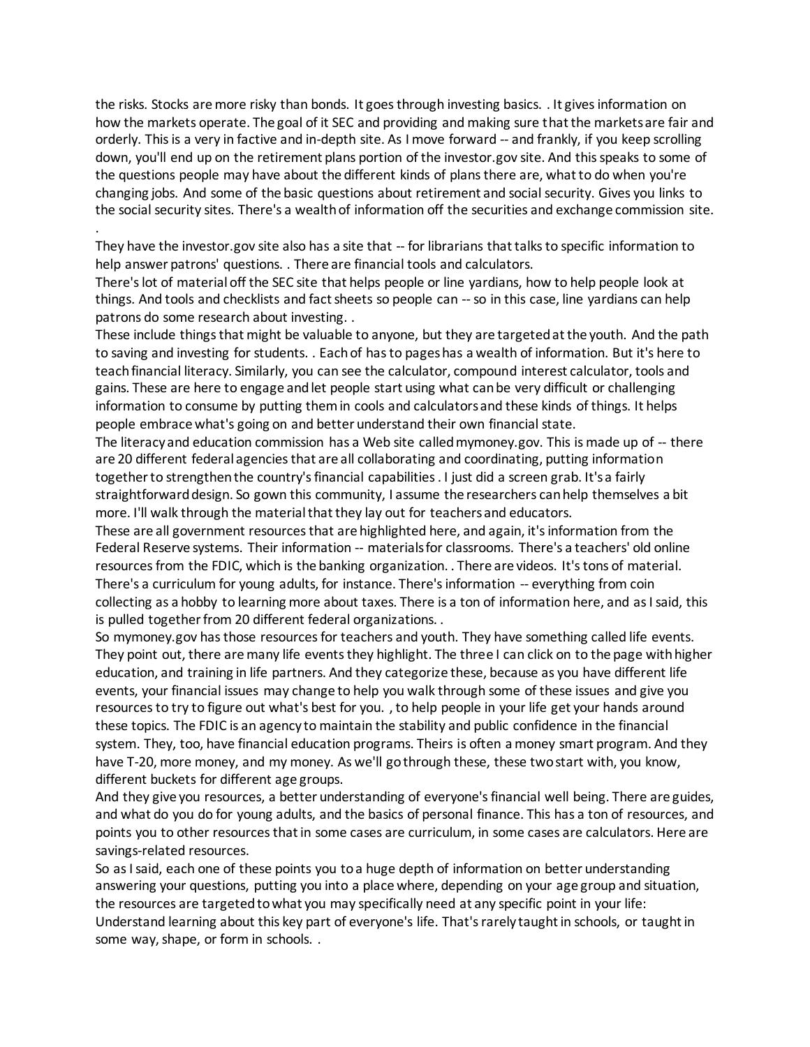the risks. Stocks are more risky than bonds. It goes through investing basics. . It gives information on how the markets operate. The goal of it SEC and providing and making sure that the markets are fair and orderly. This is a very in factive and in-depth site. As I move forward -- and frankly, if you keep scrolling down, you'll end up on the retirement plans portion of the investor.gov site. And this speaks to some of the questions people may have about the different kinds of plans there are, what to do when you're changing jobs. And some of the basic questions about retirement and social security. Gives you links to the social security sites. There's a wealth of information off the securities and exchange commission site.

.

They have the investor.gov site also has a site that -- for librarians that talks to specific information to help answer patrons' questions. . There are financial tools and calculators.

There's lot of material off the SEC site that helps people or line yardians, how to help people look at things. And tools and checklists and fact sheets so people can -- so in this case, line yardians can help patrons do some research about investing. .

These include things that might be valuable to anyone, but they are targeted at the youth. And the path to saving and investing for students. . Each of has to pages has a wealth of information. But it's here to teach financial literacy. Similarly, you can see the calculator, compound interest calculator, tools and gains. These are here to engage and let people start using what can be very difficult or challenging information to consume by putting them in cools and calculators and these kinds of things. It helps people embrace what's going on and better understand their own financial state.

The literacy and education commission has a Web site called mymoney.gov. This is made up of -- there are 20 different federal agencies that are all collaborating and coordinating, putting information together to strengthen the country's financial capabilities . I just did a screen grab. It's a fairly straightforward design. So gown this community, I assume the researchers can help themselves a bit more. I'll walk through the material that they lay out for teachers and educators.

These are all government resources that are highlighted here, and again, it's information from the Federal Reserve systems. Their information -- materials for classrooms. There's a teachers' old online resources from the FDIC, which is the banking organization. . There are videos. It's tons of material. There's a curriculum for young adults, for instance. There's information -- everything from coin collecting as a hobby to learning more about taxes. There is a ton of information here, and as I said, this is pulled together from 20 different federal organizations. .

So mymoney.gov has those resources for teachers and youth. They have something called life events. They point out, there are many life events they highlight. The three I can click on to the page with higher education, and training in life partners. And they categorize these, because as you have different life events, your financial issues may change to help you walk through some of these issues and give you resources to try to figure out what's best for you. , to help people in your life get your hands around these topics. The FDIC is an agency to maintain the stability and public confidence in the financial system. They, too, have financial education programs. Theirs is often a money smart program. And they have T-20, more money, and my money. As we'll go through these, these two start with, you know, different buckets for different age groups.

And they give you resources, a better understanding of everyone's financial well being. There are guides, and what do you do for young adults, and the basics of personal finance. This has a ton of resources, and points you to other resources that in some cases are curriculum, in some cases are calculators. Here are savings-related resources.

So as I said, each one of these points you to a huge depth of information on better understanding answering your questions, putting you into a place where, depending on your age group and situation, the resources are targeted to what you may specifically need at any specific point in your life: Understand learning about this key part of everyone's life. That's rarely taught in schools, or taught in some way, shape, or form in schools. .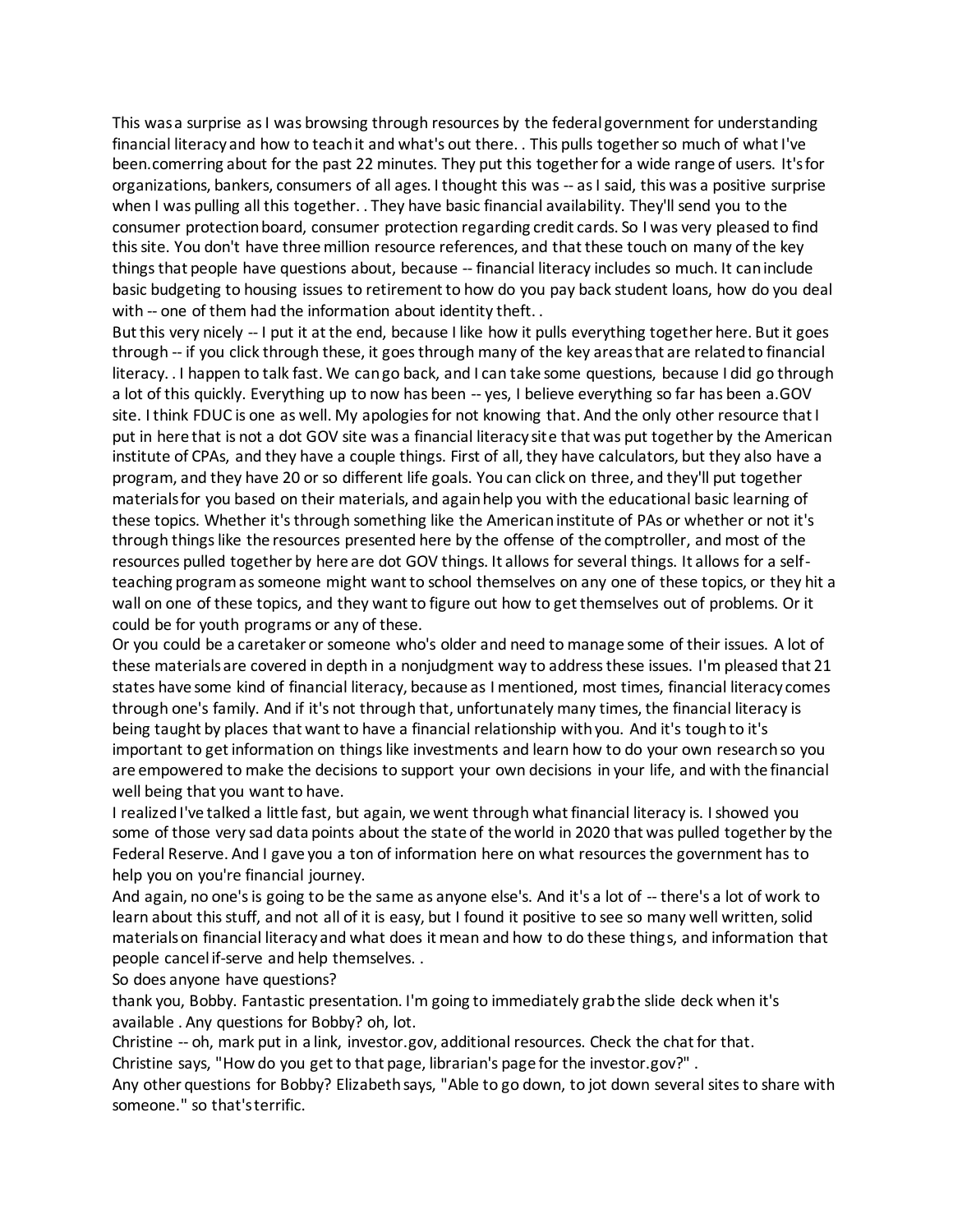This was a surprise as I was browsing through resources by the federal government for understanding financial literacy and how to teach it and what's out there. . This pulls together so much of what I've been.comerring about for the past 22 minutes. They put this together for a wide range of users. It's for organizations, bankers, consumers of all ages. I thought this was -- as I said, this was a positive surprise when I was pulling all this together. . They have basic financial availability. They'll send you to the consumer protection board, consumer protection regarding credit cards. So I was very pleased to find this site. You don't have three million resource references, and that these touch on many of the key things that people have questions about, because -- financial literacy includes so much. It can include basic budgeting to housing issues to retirement to how do you pay back student loans, how do you deal with -- one of them had the information about identity theft. .

But this very nicely -- I put it at the end, because I like how it pulls everything together here. But it goes through -- if you click through these, it goes through many of the key areas that are related to financial literacy. . I happen to talk fast. We can go back, and I can take some questions, because I did go through a lot of this quickly. Everything up to now has been -- yes, I believe everything so far has been a.GOV site. I think FDUC is one as well. My apologies for not knowing that. And the only other resource that I put in here that is not a dot GOV site was a financial literacy site that was put together by the American institute of CPAs, and they have a couple things. First of all, they have calculators, but they also have a program, and they have 20 or so different life goals. You can click on three, and they'll put together materials for you based on their materials, and again help you with the educational basic learning of these topics. Whether it's through something like the American institute of PAs or whether or not it's through things like the resources presented here by the offense of the comptroller, and most of the resources pulled together by here are dot GOV things. It allows for several things. It allows for a self-teaching program as someone might want to school themselves on any one of these topics, or they hit a wall on one of these topics, and they want to figure out how to get themselves out of problems. Or it could be for youth programs or any of these.

Or you could be a caretaker or someone who's older and need to manage some of their issues. A lot of these materials are covered in depth in a nonjudgment way to address these issues. I'm pleased that 21 states have some kind of financial literacy, because as I mentioned, most times, financial literacy comes through one's family. And if it's not through that, unfortunately many times, the financial literacy is being taught by places that want to have a financial relationship with you. And it's tough to it's important to get information on things like investments and learn how to do your own research so you are empowered to make the decisions to support your own decisions in your life, and with the financial well being that you want to have.

I realized I've talked a little fast, but again, we went through what financial literacy is. I showed you some of those very sad data points about the state of the world in 2020 that was pulled together by the Federal Reserve. And I gave you a ton of information here on what resources the government has to help you on you're financial journey.

And again, no one's is going to be the same as anyone else's. And it's a lot of -- there's a lot of work to learn about this stuff, and not all of it is easy, but I found it positive to see so many well written, solid materials on financial literacy and what does it mean and how to do these things, and information that people cancel if-serve and help themselves. .

So does anyone have questions?

thank you, Bobby. Fantastic presentation. I'm going to immediately grab the slide deck when it's available . Any questions for Bobby? oh, lot.

Christine -- oh, mark put in a link, investor.gov, additional resources. Check the chat for that.

Christine says, "How do you get to that page, librarian's page for the investor.gov?" .

Any other questions for Bobby? Elizabeth says, "Able to go down, to jot down several sites to share with someone." so that's terrific.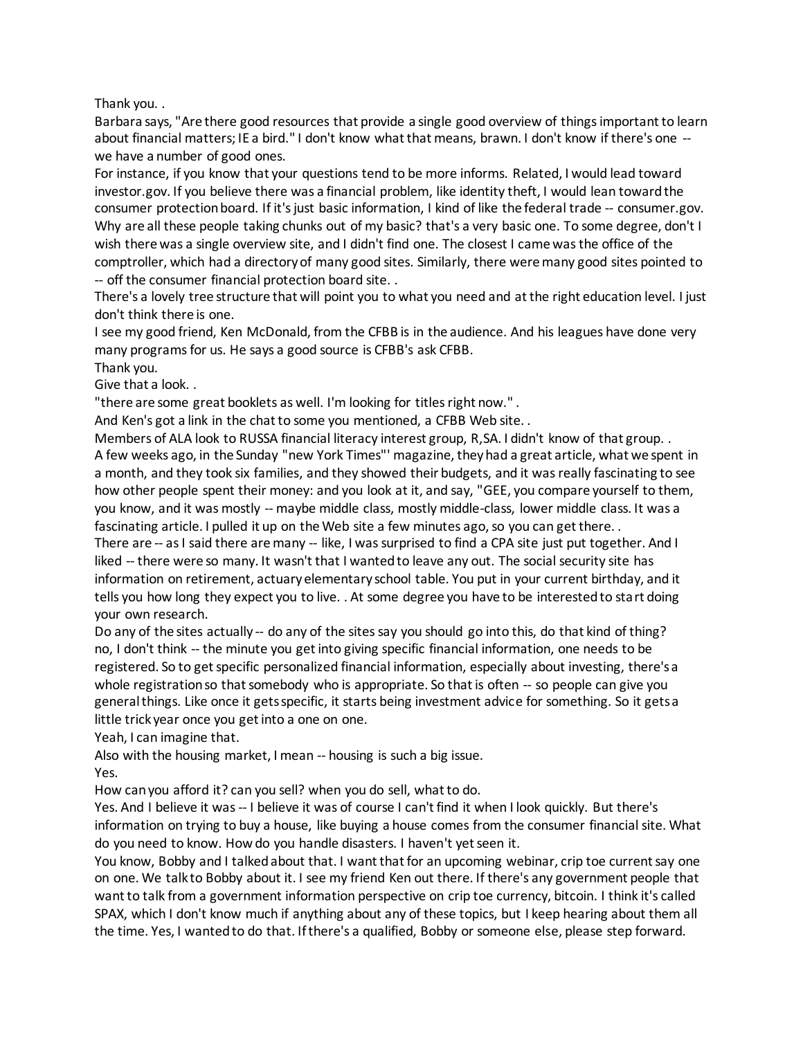Thank you. .

Barbara says, "Are there good resources that provide a single good overview of things important to learn about financial matters; IE a bird." I don't know what that means, brawn. I don't know if there's one -- we have a number of good ones.

For instance, if you know that your questions tend to be more informs. Related, I would lead toward investor.gov. If you believe there was a financial problem, like identity theft, I would lean toward the consumer protection board. If it's just basic information, I kind of like the federal trade -- consumer.gov. Why are all these people taking chunks out of my basic? that's a very basic one. To some degree, don't I wish there was a single overview site, and I didn't find one. The closest I came was the office of the comptroller, which had a directory of many good sites. Similarly, there were many good sites pointed to -- off the consumer financial protection board site. .

There's a lovely tree structure that will point you to what you need and at the right education level. I just don't think there is one.

I see my good friend, Ken McDonald, from the CFBB is in the audience. And his leagues have done very many programs for us. He says a good source is CFBB's ask CFBB.

Thank you.

Give that a look. .

"there are some great booklets as well. I'm looking for titles right now." .

And Ken's got a link in the chat to some you mentioned, a CFBB Web site. .

Members of ALA look to RUSSA financial literacy interest group, R,SA. I didn't know of that group. .

A few weeks ago, in the Sunday "new York Times"' magazine, they had a great article, what we spent in a month, and they took six families, and they showed their budgets, and it was really fascinating to see how other people spent their money: and you look at it, and say, "GEE, you compare yourself to them, you know, and it was mostly -- maybe middle class, mostly middle-class, lower middle class. It was a fascinating article. I pulled it up on the Web site a few minutes ago, so you can get there. .

There are -- as I said there are many -- like, I was surprised to find a CPA site just put together. And I liked -- there were so many. It wasn't that I wanted to leave any out. The social security site has information on retirement, actuary elementary school table. You put in your current birthday, and it tells you how long they expect you to live. . At some degree you have to be interested to start doing your own research.

Do any of the sites actually -- do any of the sites say you should go into this, do that kind of thing? no, I don't think -- the minute you get into giving specific financial information, one needs to be registered. So to get specific personalized financial information, especially about investing, there's a whole registration so that somebody who is appropriate. So that is often -- so people can give you general things. Like once it gets specific, it starts being investment advice for something. So it gets a little trick year once you get into a one on one.

Yeah, I can imagine that.

Also with the housing market, I mean -- housing is such a big issue.

Yes.

How can you afford it? can you sell? when you do sell, what to do.

Yes. And I believe it was -- I believe it was of course I can't find it when I look quickly. But there's information on trying to buy a house, like buying a house comes from the consumer financial site. What do you need to know. How do you handle disasters. I haven't yet seen it.

You know, Bobby and I talked about that. I want that for an upcoming webinar, crip toe current say one on one. We talk to Bobby about it. I see my friend Ken out there. If there's any government people that want to talk from a government information perspective on crip toe currency, bitcoin. I think it's called SPAX, which I don't know much if anything about any of these topics, but I keep hearing about them all the time. Yes, I wanted to do that. If there's a qualified, Bobby or someone else, please step forward.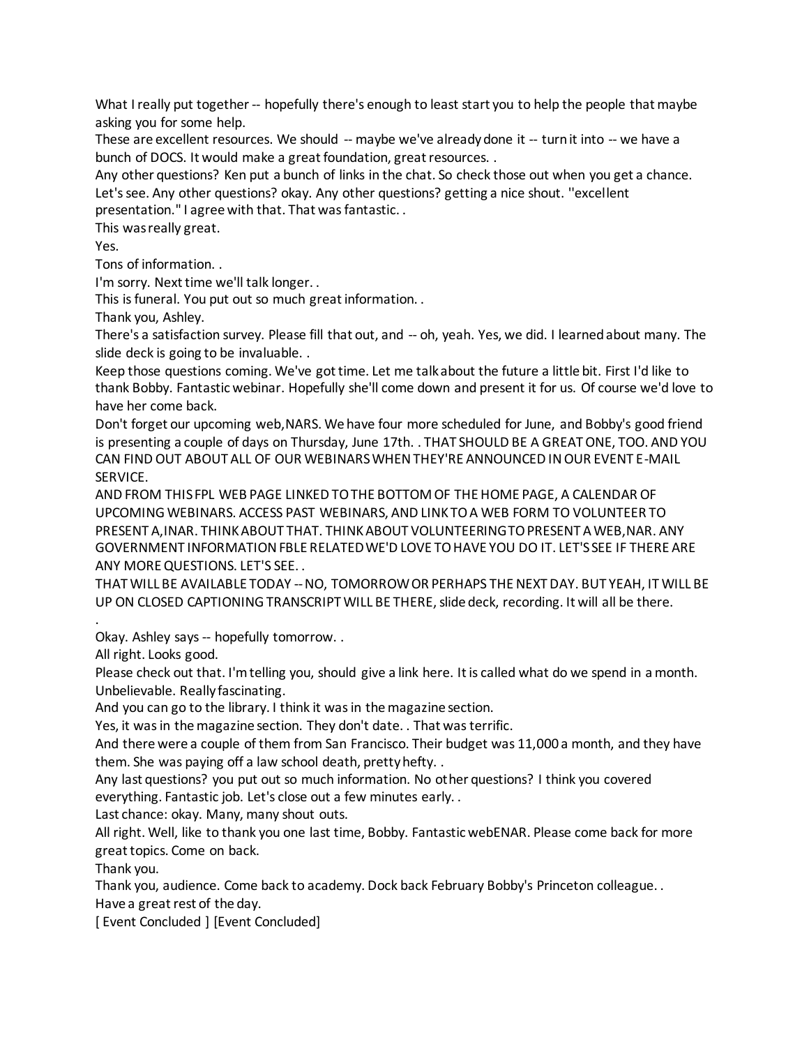What I really put together -- hopefully there's enough to least start you to help the people that maybe asking you for some help.

These are excellent resources. We should -- maybe we've already done it -- turn it into -- we have a bunch of DOCS. It would make a great foundation, great resources. .

Any other questions? Ken put a bunch of links in the chat. So check those out when you get a chance. Let's see. Any other questions? okay. Any other questions? getting a nice shout. ''excellent presentation." I agree with that. That was fantastic. .

This was really great.

Yes.

Tons of information. .

I'm sorry. Next time we'll talk longer. .

This is funeral. You put out so much great information. .

Thank you, Ashley.

There's a satisfaction survey. Please fill that out, and -- oh, yeah. Yes, we did. I learned about many. The slide deck is going to be invaluable. .

Keep those questions coming. We've got time. Let me talk about the future a little bit. First I'd like to thank Bobby. Fantastic webinar. Hopefully she'll come down and present it for us. Of course we'd love to have her come back.

Don't forget our upcoming web,NARS. We have four more scheduled for June, and Bobby's good friend is presenting a couple of days on Thursday, June 17th. . THAT SHOULD BE A GREAT ONE, TOO. AND YOU CAN FIND OUT ABOUT ALL OF OUR WEBINARS WHEN THEY'RE ANNOUNCED IN OUR EVENT E-MAIL SERVICE.

AND FROM THIS FPL WEB PAGE LINKED TO THE BOTTOM OF THE HOME PAGE, A CALENDAR OF UPCOMING WEBINARS. ACCESS PAST WEBINARS, AND LINK TO A WEB FORM TO VOLUNTEER TO PRESENT A,INAR. THINK ABOUT THAT. THINK ABOUT VOLUNTEERING TO PRESENT A WEB,NAR. ANY GOVERNMENT INFORMATION FBLE RELATED WE'D LOVE TO HAVE YOU DO IT. LET'S SEE IF THERE ARE ANY MORE QUESTIONS. LET'S SEE. .

THAT WILL BE AVAILABLE TODAY -- NO, TOMORROW OR PERHAPS THE NEXT DAY. BUT YEAH, IT WILL BE UP ON CLOSED CAPTIONING TRANSCRIPT WILL BE THERE, slide deck, recording. It will all be there.

.

Okay. Ashley says -- hopefully tomorrow. .

All right. Looks good.

Please check out that. I'm telling you, should give a link here. It is called what do we spend in a month. Unbelievable. Really fascinating.

And you can go to the library. I think it was in the magazine section.

Yes, it was in the magazine section. They don't date. . That was terrific.

And there were a couple of them from San Francisco. Their budget was 11,000 a month, and they have them. She was paying off a law school death, pretty hefty. .

Any last questions? you put out so much information. No other questions? I think you covered everything. Fantastic job. Let's close out a few minutes early. .

Last chance: okay. Many, many shout outs.

All right. Well, like to thank you one last time, Bobby. Fantastic webENAR. Please come back for more great topics. Come on back.

Thank you.

Thank you, audience. Come back to academy. Dock back February Bobby's Princeton colleague. .

Have a great rest of the day.

[ Event Concluded ] [Event Concluded]